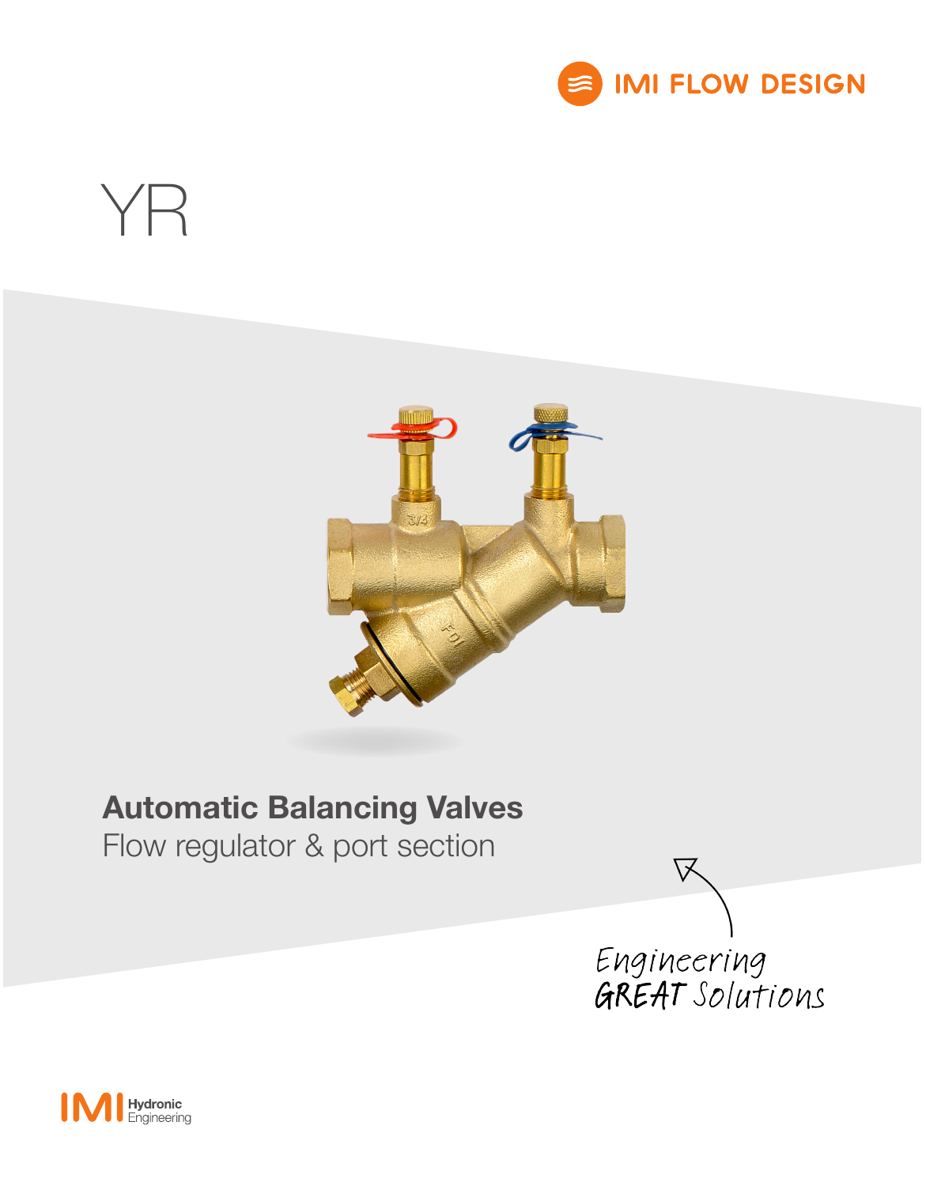IMI FLOW DESIGN

# YR

## Automatic Balancing Valves

Flow regulator & port section

*Engineering GREAT Solutions*

IMI Hydronic Engineering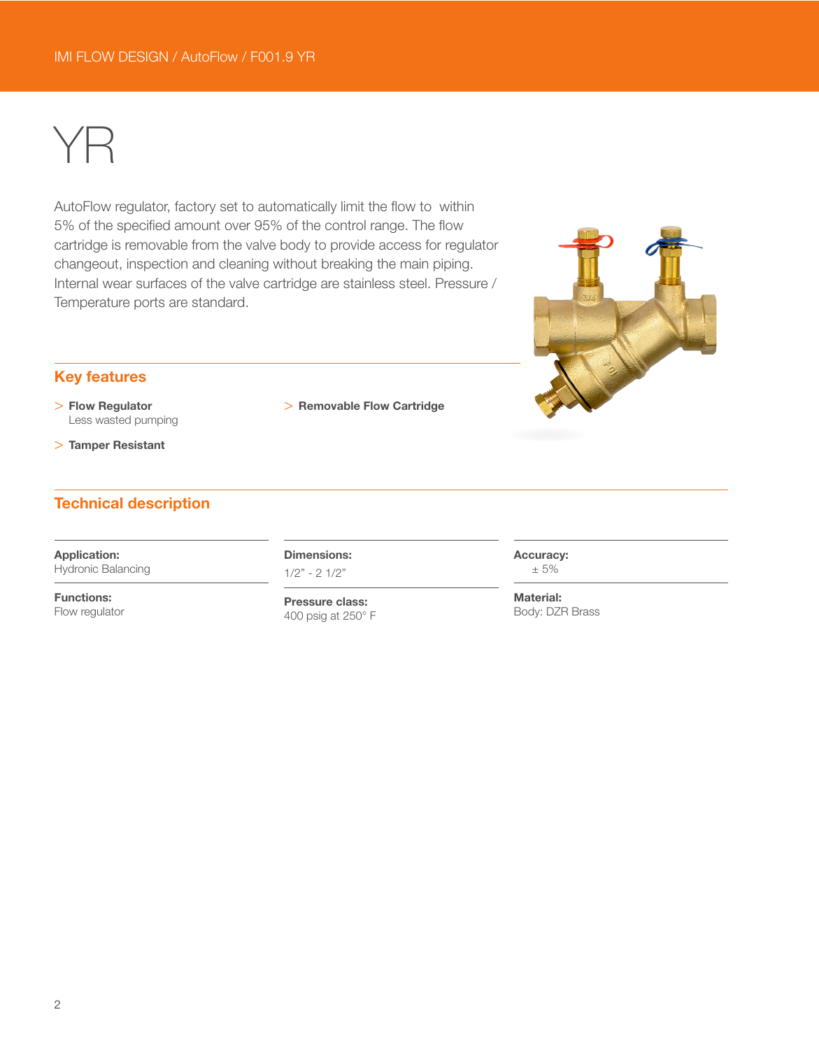# YR

AutoFlow regulator, factory set to automatically limit the flow to within 5% of the specified amount over 95% of the control range. The flow cartridge is removable from the valve body to provide access for regulator changeout, inspection and cleaning without breaking the main piping. Internal wear surfaces of the valve cartridge are stainless steel. Pressure / Temperature ports are standard.

## Key features

> **Flow Regulator**
> Less wasted pumping

> **Tamper Resistant**

> **Removable Flow Cartridge**

## Technical description

**Application:**
Hydronic Balancing

**Functions:**
Flow regulator

**Dimensions:**
1/2" - 2 1/2"

**Pressure class:**
400 psig at 250° F

**Accuracy:**
± 5%

**Material:**
Body: DZR Brass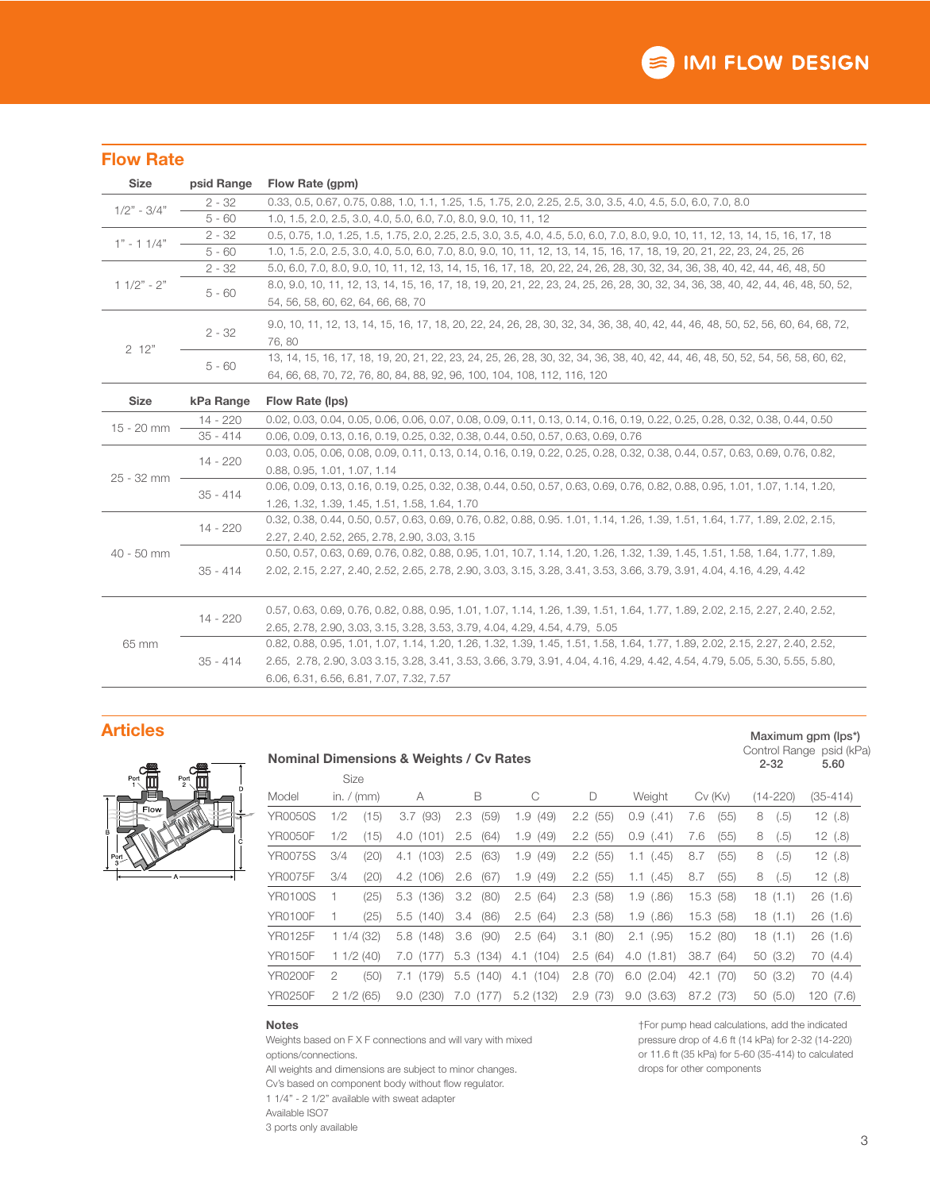## Flow Rate

| Size | psid Range | Flow Rate (gpm) |
|---|---|---|
| 1/2" - 3/4" | 2 - 32 | 0.33, 0.5, 0.67, 0.75, 0.88, 1.0, 1.1, 1.25, 1.5, 1.75, 2.0, 2.25, 2.5, 3.0, 3.5, 4.0, 4.5, 5.0, 6.0, 7.0, 8.0 |
| | 5 - 60 | 1.0, 1.5, 2.0, 2.5, 3.0, 4.0, 5.0, 6.0, 7.0, 8.0, 9.0, 10, 11, 12 |
| 1" - 1 1/4" | 2 - 32 | 0.5, 0.75, 1.0, 1.25, 1.5, 1.75, 2.0, 2.25, 2.5, 3.0, 3.5, 4.0, 4.5, 5.0, 6.0, 7.0, 8.0, 9.0, 10, 11, 12, 13, 14, 15, 16, 17, 18 |
| | 5 - 60 | 1.0, 1.5, 2.0, 2.5, 3.0, 4.0, 5.0, 6.0, 7.0, 8.0, 9.0, 10, 11, 12, 13, 14, 15, 16, 17, 18, 19, 20, 21, 22, 23, 24, 25, 26 |
| 1 1/2" - 2" | 2 - 32 | 5.0, 6.0, 7.0, 8.0, 9.0, 10, 11, 12, 13, 14, 15, 16, 17, 18, 20, 22, 24, 26, 28, 30, 32, 34, 36, 38, 40, 42, 44, 46, 48, 50 |
| | 5 - 60 | 8.0, 9.0, 10, 11, 12, 13, 14, 15, 16, 17, 18, 19, 20, 21, 22, 23, 24, 25, 26, 28, 30, 32, 34, 36, 38, 40, 42, 44, 46, 48, 50, 52, 54, 56, 58, 60, 62, 64, 66, 68, 70 |
| 2 12" | 2 - 32 | 9.0, 10, 11, 12, 13, 14, 15, 16, 17, 18, 20, 22, 24, 26, 28, 30, 32, 34, 36, 38, 40, 42, 44, 46, 48, 50, 52, 56, 60, 64, 68, 72, 76, 80 |
| | 5 - 60 | 13, 14, 15, 16, 17, 18, 19, 20, 21, 22, 23, 24, 25, 26, 28, 30, 32, 34, 36, 38, 40, 42, 44, 46, 48, 50, 52, 54, 56, 58, 60, 62, 64, 66, 68, 70, 72, 76, 80, 84, 88, 92, 96, 100, 104, 108, 112, 116, 120 |

| Size | kPa Range | Flow Rate (lps) |
|---|---|---|
| 15 - 20 mm | 14 - 220 | 0.02, 0.03, 0.04, 0.05, 0.06, 0.06, 0.07, 0.08, 0.09, 0.11, 0.13, 0.14, 0.16, 0.19, 0.22, 0.25, 0.28, 0.32, 0.38, 0.44, 0.50 |
| | 35 - 414 | 0.06, 0.09, 0.13, 0.16, 0.19, 0.25, 0.32, 0.38, 0.44, 0.50, 0.57, 0.63, 0.69, 0.76 |
| 25 - 32 mm | 14 - 220 | 0.03, 0.05, 0.06, 0.08, 0.09, 0.11, 0.13, 0.14, 0.16, 0.19, 0.22, 0.25, 0.28, 0.32, 0.38, 0.44, 0.57, 0.63, 0.69, 0.76, 0.82, 0.88, 0.95, 1.01, 1.07, 1.14 |
| | 35 - 414 | 0.06, 0.09, 0.13, 0.16, 0.19, 0.25, 0.32, 0.38, 0.44, 0.50, 0.57, 0.63, 0.69, 0.76, 0.82, 0.88, 0.95, 1.01, 1.07, 1.14, 1.20, 1.26, 1.32, 1.39, 1.45, 1.51, 1.58, 1.64, 1.70 |
| 40 - 50 mm | 14 - 220 | 0.32, 0.38, 0.44, 0.50, 0.57, 0.63, 0.69, 0.76, 0.82, 0.88, 0.95. 1.01, 1.14, 1.26, 1.39, 1.51, 1.64, 1.77, 1.89, 2.02, 2.15, 2.27, 2.40, 2.52, 265, 2.78, 2.90, 3.03, 3.15 |
| | 35 - 414 | 0.50, 0.57, 0.63, 0.69, 0.76, 0.82, 0.88, 0.95, 1.01, 10.7, 1.14, 1.20, 1.26, 1.32, 1.39, 1.45, 1.51, 1.58, 1.64, 1.77, 1.89, 2.02, 2.15, 2.27, 2.40, 2.52, 2.65, 2.78, 2.90, 3.03, 3.15, 3.28, 3.41, 3.53, 3.66, 3.79, 3.91, 4.04, 4.16, 4.29, 4.42 |
| 65 mm | 14 - 220 | 0.57, 0.63, 0.69, 0.76, 0.82, 0.88, 0.95, 1.01, 1.07, 1.14, 1.26, 1.39, 1.51, 1.64, 1.77, 1.89, 2.02, 2.15, 2.27, 2.40, 2.52, 2.65, 2.78, 2.90, 3.03, 3.15, 3.28, 3.53, 3.79, 4.04, 4.29, 4.54, 4.79, 5.05 |
| | 35 - 414 | 0.82, 0.88, 0.95, 1.01, 1.07, 1.14, 1.20, 1.26, 1.32, 1.39, 1.45, 1.51, 1.58, 1.64, 1.77, 1.89, 2.02, 2.15, 2.27, 2.40, 2.52, 2.65, 2.78, 2.90, 3.03 3.15, 3.28, 3.41, 3.53, 3.66, 3.79, 3.91, 4.04, 4.16, 4.29, 4.42, 4.54, 4.79, 5.05, 5.30, 5.55, 5.80, 6.06, 6.31, 6.56, 6.81, 7.07, 7.32, 7.57 |

## Articles

### Nominal Dimensions & Weights / Cv Rates

| Model | Size in. / (mm) | A | B | C | D | Weight | Cv (Kv) | Maximum gpm (lps*) Control Range psid (kPa) 2-32 (14-220) | 5.60 (35-414) |
|---|---|---|---|---|---|---|---|---|---|
| YR0050S | 1/2 (15) | 3.7 (93) | 2.3 (59) | 1.9 (49) | 2.2 (55) | 0.9 (.41) | 7.6 (55) | 8 (.5) | 12 (.8) |
| YR0050F | 1/2 (15) | 4.0 (101) | 2.5 (64) | 1.9 (49) | 2.2 (55) | 0.9 (.41) | 7.6 (55) | 8 (.5) | 12 (.8) |
| YR0075S | 3/4 (20) | 4.1 (103) | 2.5 (63) | 1.9 (49) | 2.2 (55) | 1.1 (.45) | 8.7 (55) | 8 (.5) | 12 (.8) |
| YR0075F | 3/4 (20) | 4.2 (106) | 2.6 (67) | 1.9 (49) | 2.2 (55) | 1.1 (.45) | 8.7 (55) | 8 (.5) | 12 (.8) |
| YR0100S | 1 (25) | 5.3 (136) | 3.2 (80) | 2.5 (64) | 2.3 (58) | 1.9 (.86) | 15.3 (58) | 18 (1.1) | 26 (1.6) |
| YR0100F | 1 (25) | 5.5 (140) | 3.4 (86) | 2.5 (64) | 2.3 (58) | 1.9 (.86) | 15.3 (58) | 18 (1.1) | 26 (1.6) |
| YR0125F | 1 1/4 (32) | 5.8 (148) | 3.6 (90) | 2.5 (64) | 3.1 (80) | 2.1 (.95) | 15.2 (80) | 18 (1.1) | 26 (1.6) |
| YR0150F | 1 1/2 (40) | 7.0 (177) | 5.3 (134) | 4.1 (104) | 2.5 (64) | 4.0 (1.81) | 38.7 (64) | 50 (3.2) | 70 (4.4) |
| YR0200F | 2 (50) | 7.1 (179) | 5.5 (140) | 4.1 (104) | 2.8 (70) | 6.0 (2.04) | 42.1 (70) | 50 (3.2) | 70 (4.4) |
| YR0250F | 2 1/2 (65) | 9.0 (230) | 7.0 (177) | 5.2 (132) | 2.9 (73) | 9.0 (3.63) | 87.2 (73) | 50 (5.0) | 120 (7.6) |

**Notes**

Weights based on F X F connections and will vary with mixed options/connections.
All weights and dimensions are subject to minor changes.
Cv's based on component body without flow regulator.
1 1/4" - 2 1/2" available with sweat adapter
Available ISO7
3 ports only available

†For pump head calculations, add the indicated pressure drop of 4.6 ft (14 kPa) for 2-32 (14-220) or 11.6 ft (35 kPa) for 5-60 (35-414) to calculated drops for other components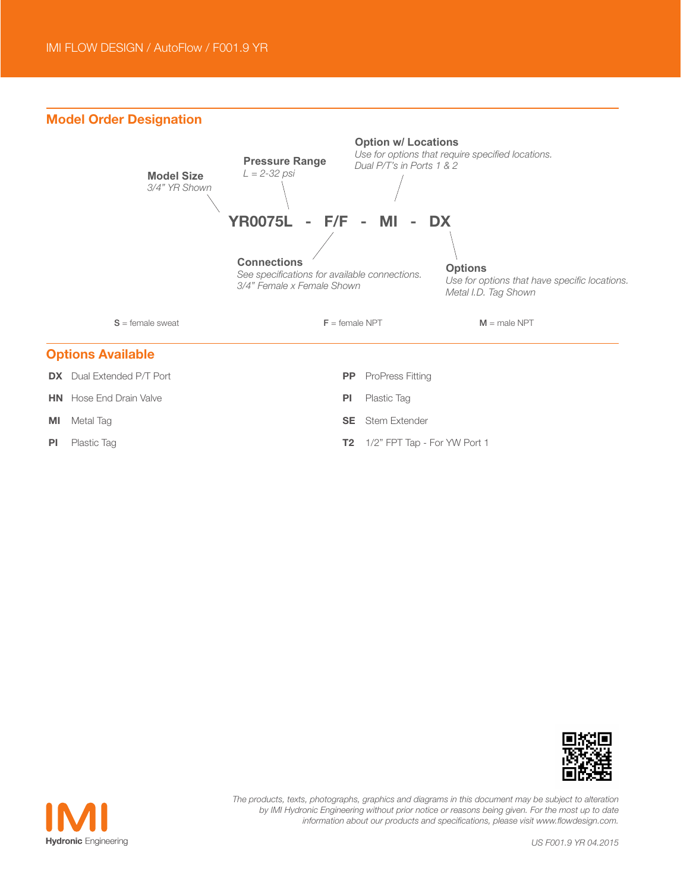## Model Order Designation

**Model Size**
*3/4" YR Shown*

**Pressure Range**
*L = 2-32 psi*

**Option w/ Locations**
*Use for options that require specified locations.*
*Dual P/T's in Ports 1 & 2*

**YR0075L - F/F - MI - DX**

**Connections**
*See specifications for available connections.*
*3/4" Female x Female Shown*

**Options**
*Use for options that have specific locations.*
*Metal I.D. Tag Shown*

**S** = female sweat  **F** = female NPT  **M** = male NPT

## Options Available

| | |
|---|---|
| **DX** | Dual Extended P/T Port |
| **HN** | Hose End Drain Valve |
| **MI** | Metal Tag |
| **PI** | Plastic Tag |
| **PP** | ProPress Fitting |
| **PI** | Plastic Tag |
| **SE** | Stem Extender |
| **T2** | 1/2" FPT Tap - For YW Port 1 |

*The products, texts, photographs, graphics and diagrams in this document may be subject to alteration by IMI Hydronic Engineering without prior notice or reasons being given. For the most up to date information about our products and specifications, please visit www.flowdesign.com.*

US F001.9 YR 04.2015